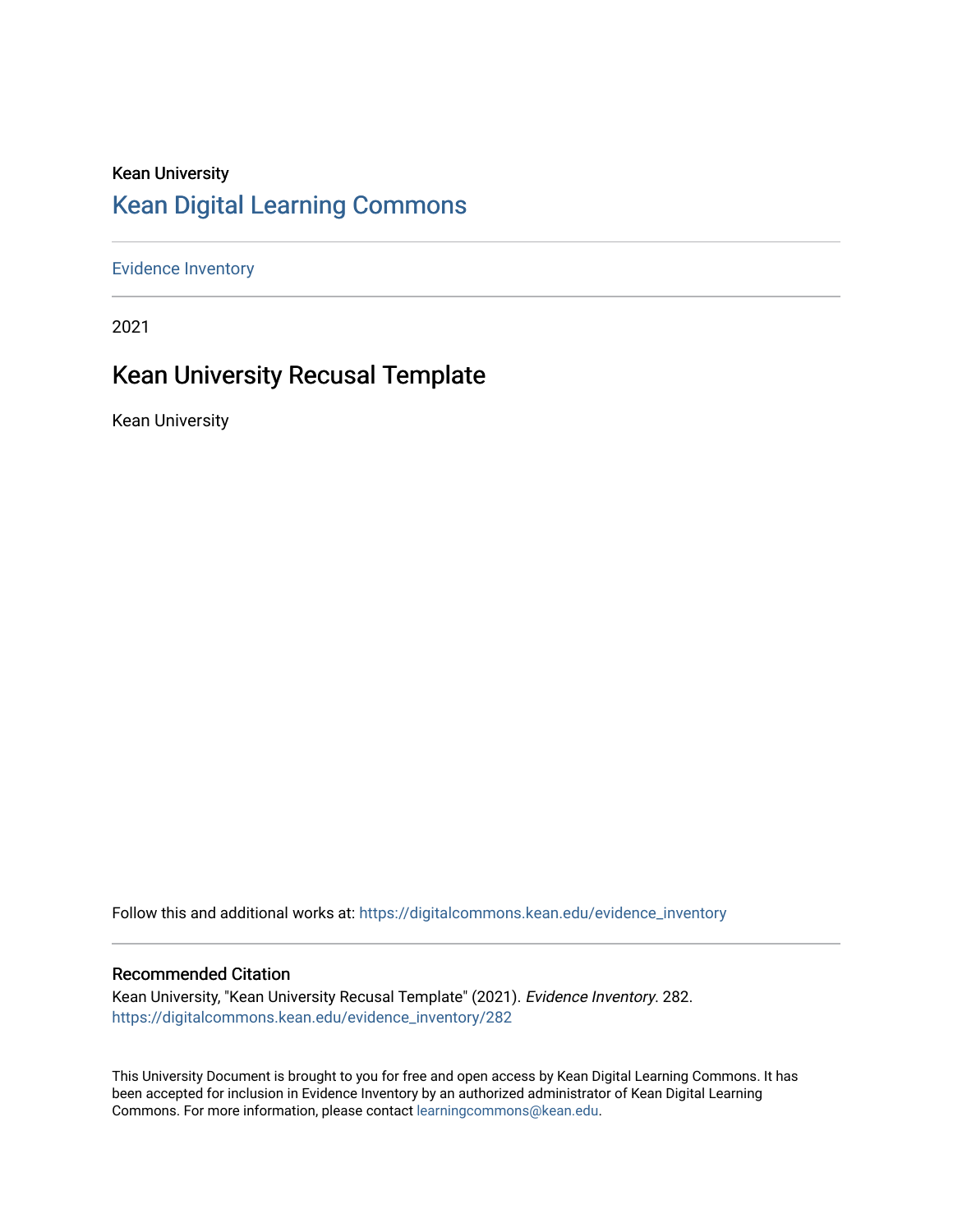Kean University

[Kean Digital Learning Commons](https://digitalcommons.kean.edu)

---

Evidence Inventory

---

2021

# Kean University Recusal Template

Kean University

Follow this and additional works at: https://digitalcommons.kean.edu/evidence_inventory

---

## Recommended Citation

Kean University, "Kean University Recusal Template" (2021). *Evidence Inventory*. 282.
https://digitalcommons.kean.edu/evidence_inventory/282

This University Document is brought to you for free and open access by Kean Digital Learning Commons. It has been accepted for inclusion in Evidence Inventory by an authorized administrator of Kean Digital Learning Commons. For more information, please contact learningcommons@kean.edu.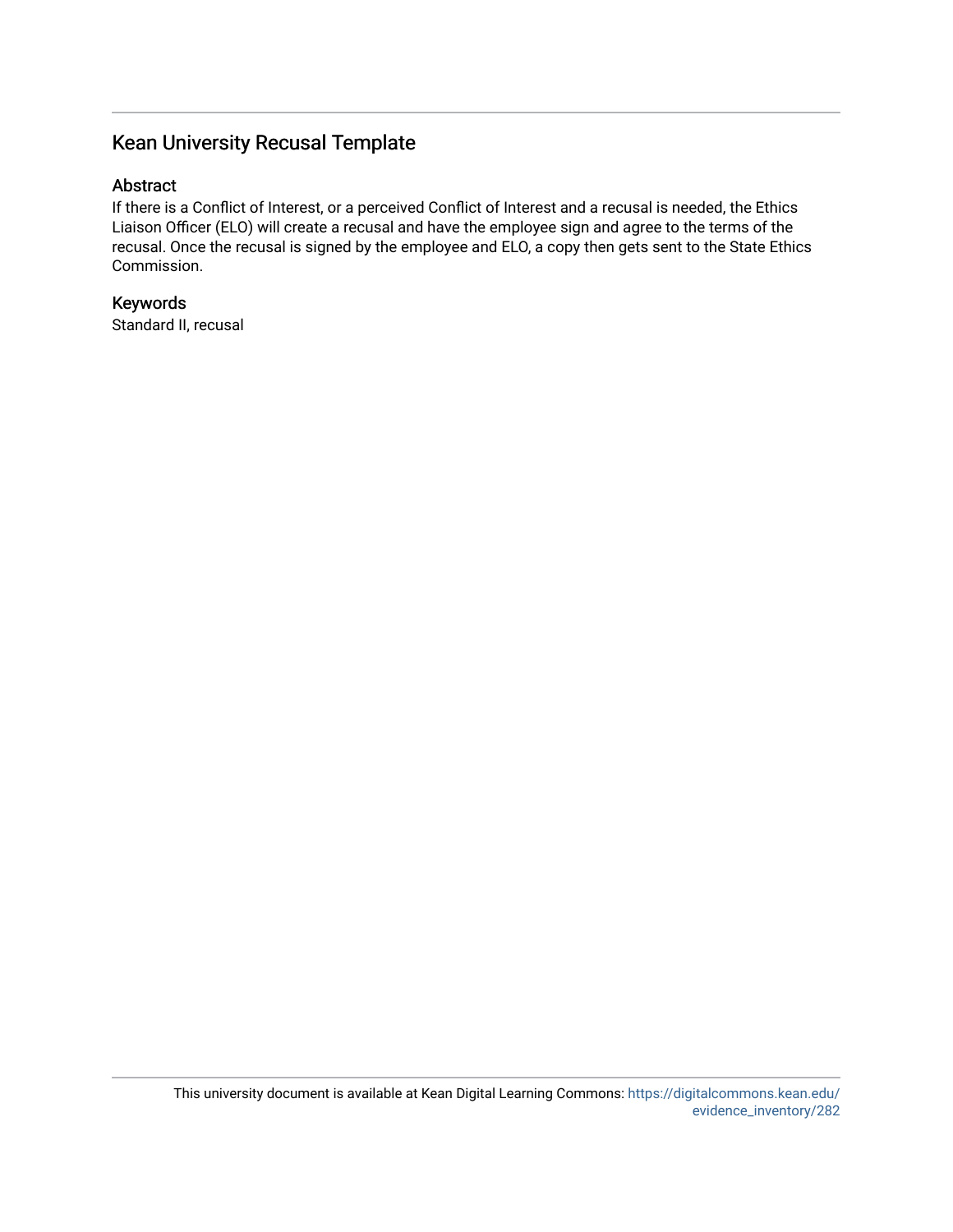# Kean University Recusal Template

## Abstract

If there is a Conflict of Interest, or a perceived Conflict of Interest and a recusal is needed, the Ethics Liaison Officer (ELO) will create a recusal and have the employee sign and agree to the terms of the recusal. Once the recusal is signed by the employee and ELO, a copy then gets sent to the State Ethics Commission.

## Keywords

Standard II, recusal

This university document is available at Kean Digital Learning Commons: https://digitalcommons.kean.edu/evidence_inventory/282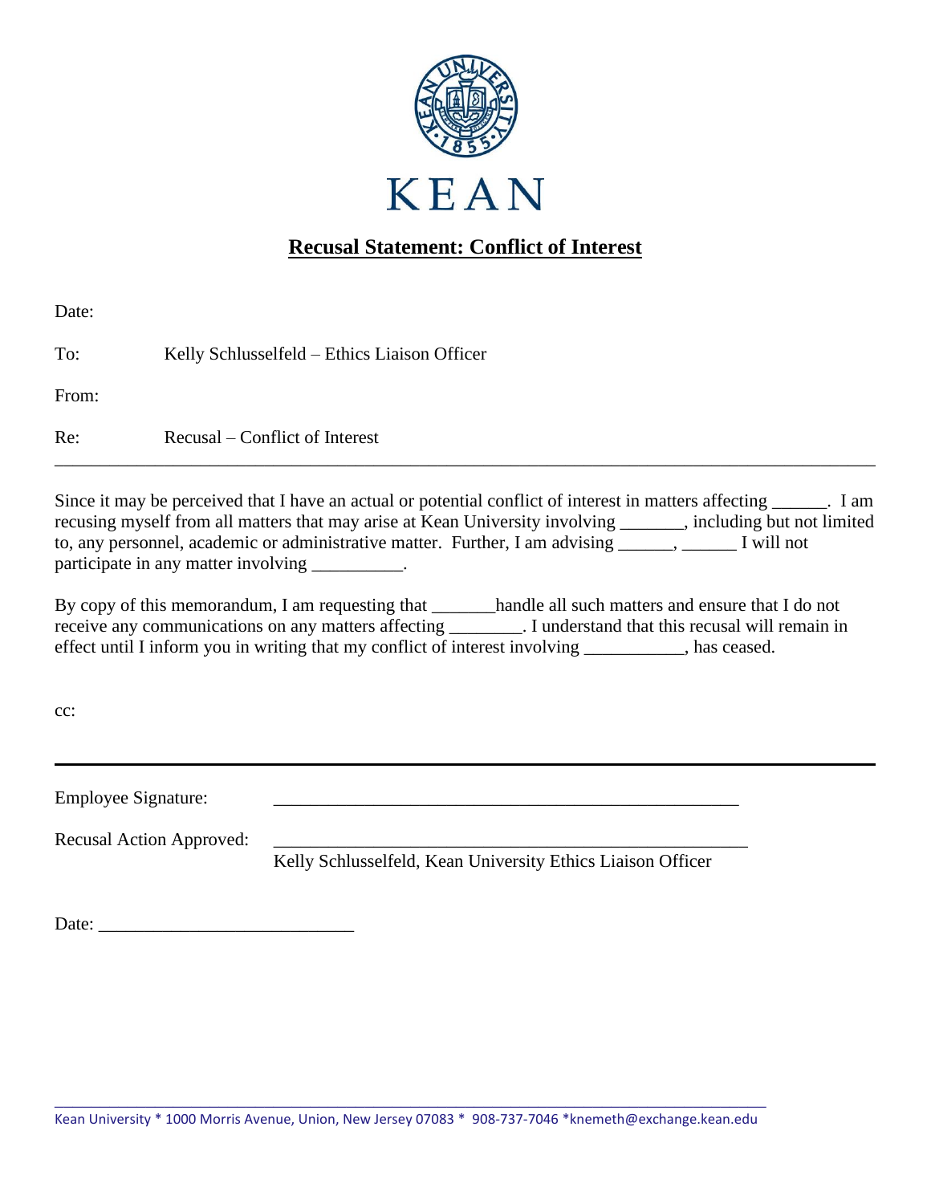KEAN

## Recusal Statement: Conflict of Interest

Date:

To: Kelly Schlusselfeld – Ethics Liaison Officer

From:

Re: Recusal – Conflict of Interest

---

Since it may be perceived that I have an actual or potential conflict of interest in matters affecting ______. I am recusing myself from all matters that may arise at Kean University involving _______, including but not limited to, any personnel, academic or administrative matter. Further, I am advising ______, ______ I will not participate in any matter involving __________.

By copy of this memorandum, I am requesting that _______handle all such matters and ensure that I do not receive any communications on any matters affecting ________. I understand that this recusal will remain in effect until I inform you in writing that my conflict of interest involving ___________, has ceased.

cc:

---

Employee Signature: _____________________________________________________

Recusal Action Approved: _____________________________________________________
Kelly Schlusselfeld, Kean University Ethics Liaison Officer

Date: ___________________________

Kean University * 1000 Morris Avenue, Union, New Jersey 07083 * 908-737-7046 *knemeth@exchange.kean.edu